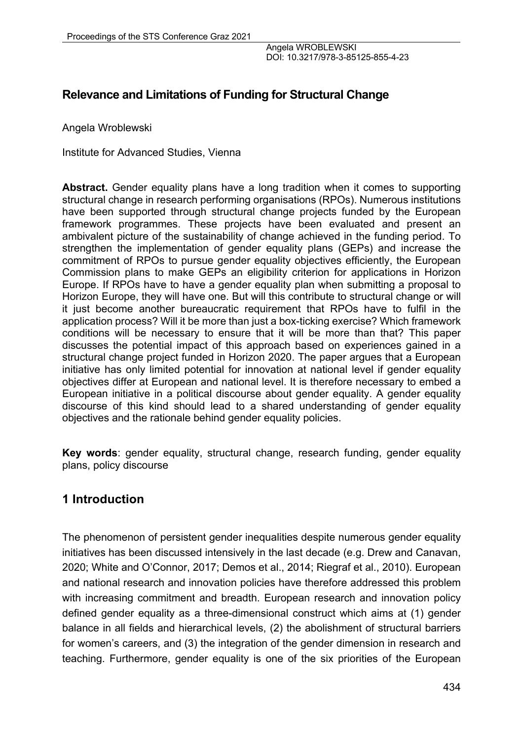Angela WROBLEWSKI
DOI: 10.3217/978-3-85125-855-4-23

## Relevance and Limitations of Funding for Structural Change

Angela Wroblewski

Institute for Advanced Studies, Vienna

**Abstract.** Gender equality plans have a long tradition when it comes to supporting structural change in research performing organisations (RPOs). Numerous institutions have been supported through structural change projects funded by the European framework programmes. These projects have been evaluated and present an ambivalent picture of the sustainability of change achieved in the funding period. To strengthen the implementation of gender equality plans (GEPs) and increase the commitment of RPOs to pursue gender equality objectives efficiently, the European Commission plans to make GEPs an eligibility criterion for applications in Horizon Europe. If RPOs have to have a gender equality plan when submitting a proposal to Horizon Europe, they will have one. But will this contribute to structural change or will it just become another bureaucratic requirement that RPOs have to fulfil in the application process? Will it be more than just a box-ticking exercise? Which framework conditions will be necessary to ensure that it will be more than that? This paper discusses the potential impact of this approach based on experiences gained in a structural change project funded in Horizon 2020. The paper argues that a European initiative has only limited potential for innovation at national level if gender equality objectives differ at European and national level. It is therefore necessary to embed a European initiative in a political discourse about gender equality. A gender equality discourse of this kind should lead to a shared understanding of gender equality objectives and the rationale behind gender equality policies.

**Key words**: gender equality, structural change, research funding, gender equality plans, policy discourse

## 1 Introduction

The phenomenon of persistent gender inequalities despite numerous gender equality initiatives has been discussed intensively in the last decade (e.g. Drew and Canavan, 2020; White and O'Connor, 2017; Demos et al., 2014; Riegraf et al., 2010). European and national research and innovation policies have therefore addressed this problem with increasing commitment and breadth. European research and innovation policy defined gender equality as a three-dimensional construct which aims at (1) gender balance in all fields and hierarchical levels, (2) the abolishment of structural barriers for women's careers, and (3) the integration of the gender dimension in research and teaching. Furthermore, gender equality is one of the six priorities of the European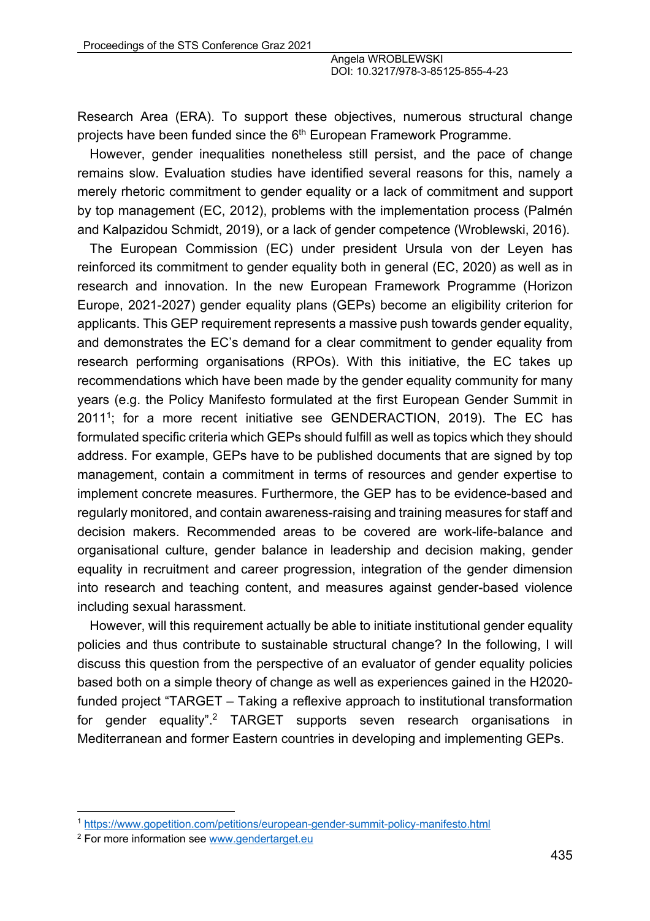Research Area (ERA). To support these objectives, numerous structural change projects have been funded since the 6th European Framework Programme.

However, gender inequalities nonetheless still persist, and the pace of change remains slow. Evaluation studies have identified several reasons for this, namely a merely rhetoric commitment to gender equality or a lack of commitment and support by top management (EC, 2012), problems with the implementation process (Palmén and Kalpazidou Schmidt, 2019), or a lack of gender competence (Wroblewski, 2016).

The European Commission (EC) under president Ursula von der Leyen has reinforced its commitment to gender equality both in general (EC, 2020) as well as in research and innovation. In the new European Framework Programme (Horizon Europe, 2021-2027) gender equality plans (GEPs) become an eligibility criterion for applicants. This GEP requirement represents a massive push towards gender equality, and demonstrates the EC's demand for a clear commitment to gender equality from research performing organisations (RPOs). With this initiative, the EC takes up recommendations which have been made by the gender equality community for many years (e.g. the Policy Manifesto formulated at the first European Gender Summit in 2011[1]; for a more recent initiative see GENDERACTION, 2019). The EC has formulated specific criteria which GEPs should fulfill as well as topics which they should address. For example, GEPs have to be published documents that are signed by top management, contain a commitment in terms of resources and gender expertise to implement concrete measures. Furthermore, the GEP has to be evidence-based and regularly monitored, and contain awareness-raising and training measures for staff and decision makers. Recommended areas to be covered are work-life-balance and organisational culture, gender balance in leadership and decision making, gender equality in recruitment and career progression, integration of the gender dimension into research and teaching content, and measures against gender-based violence including sexual harassment.

However, will this requirement actually be able to initiate institutional gender equality policies and thus contribute to sustainable structural change? In the following, I will discuss this question from the perspective of an evaluator of gender equality policies based both on a simple theory of change as well as experiences gained in the H2020-funded project "TARGET – Taking a reflexive approach to institutional transformation for gender equality".[2] TARGET supports seven research organisations in Mediterranean and former Eastern countries in developing and implementing GEPs.

---

[1] https://www.gopetition.com/petitions/european-gender-summit-policy-manifesto.html

[2] For more information see www.gendertarget.eu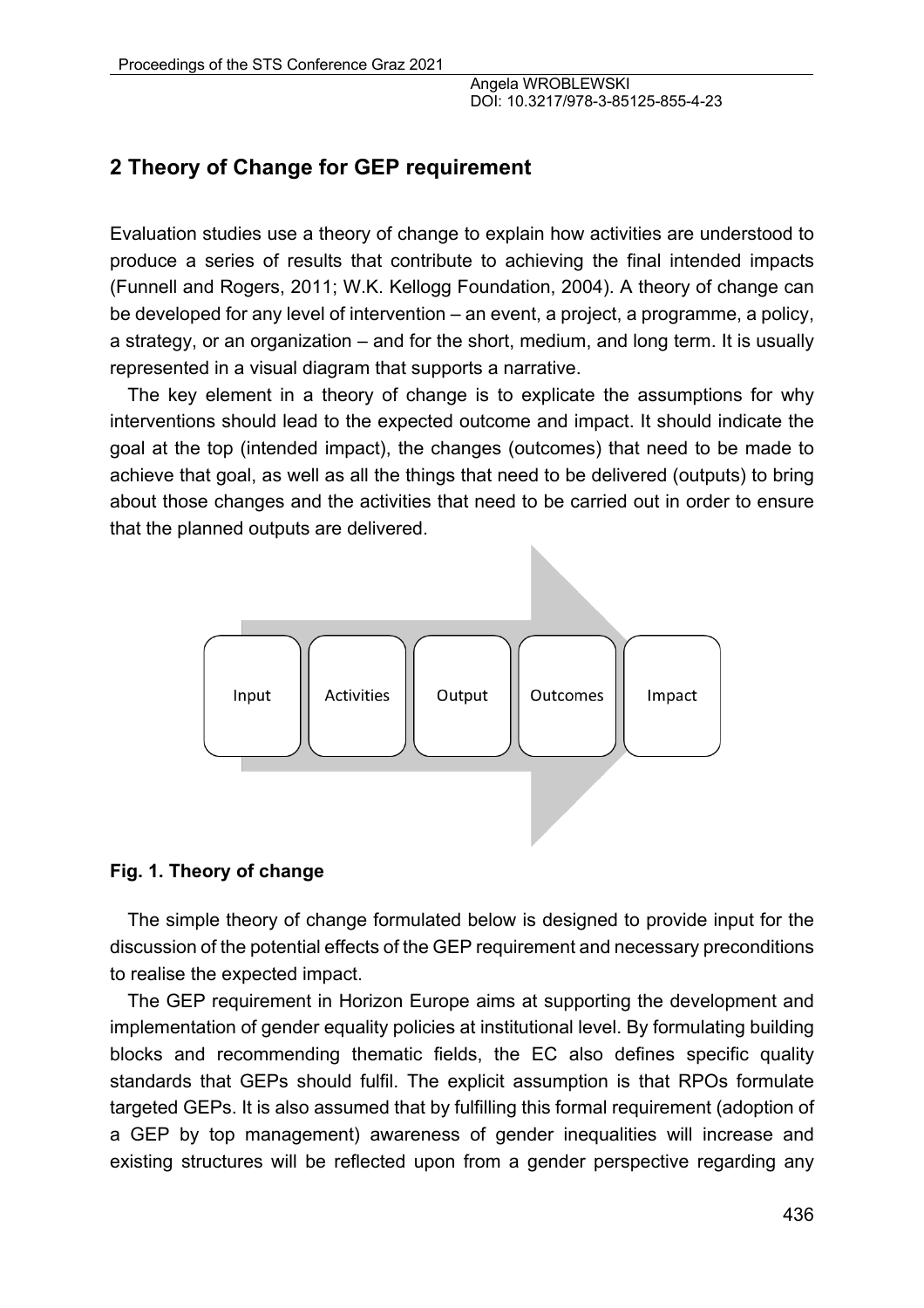## 2 Theory of Change for GEP requirement

Evaluation studies use a theory of change to explain how activities are understood to produce a series of results that contribute to achieving the final intended impacts (Funnell and Rogers, 2011; W.K. Kellogg Foundation, 2004). A theory of change can be developed for any level of intervention – an event, a project, a programme, a policy, a strategy, or an organization – and for the short, medium, and long term. It is usually represented in a visual diagram that supports a narrative.

The key element in a theory of change is to explicate the assumptions for why interventions should lead to the expected outcome and impact. It should indicate the goal at the top (intended impact), the changes (outcomes) that need to be made to achieve that goal, as well as all the things that need to be delivered (outputs) to bring about those changes and the activities that need to be carried out in order to ensure that the planned outputs are delivered.

Input → Activities → Output → Outcomes → Impact

**Fig. 1. Theory of change**

The simple theory of change formulated below is designed to provide input for the discussion of the potential effects of the GEP requirement and necessary preconditions to realise the expected impact.

The GEP requirement in Horizon Europe aims at supporting the development and implementation of gender equality policies at institutional level. By formulating building blocks and recommending thematic fields, the EC also defines specific quality standards that GEPs should fulfil. The explicit assumption is that RPOs formulate targeted GEPs. It is also assumed that by fulfilling this formal requirement (adoption of a GEP by top management) awareness of gender inequalities will increase and existing structures will be reflected upon from a gender perspective regarding any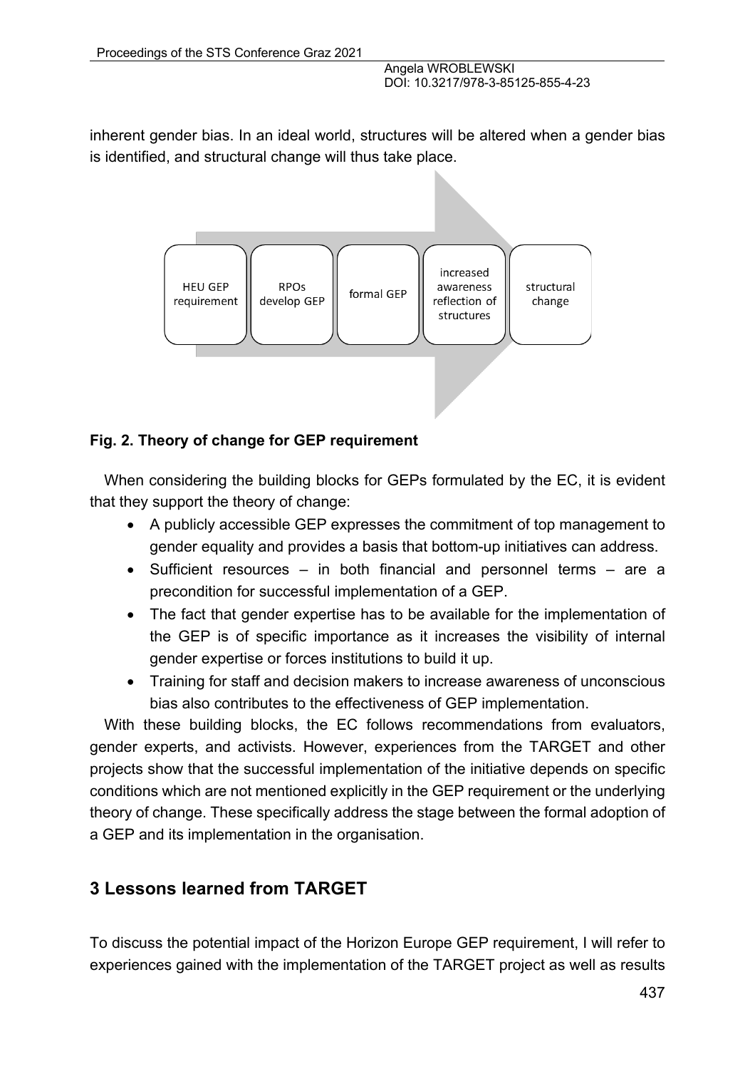inherent gender bias. In an ideal world, structures will be altered when a gender bias is identified, and structural change will thus take place.

HEU GEP requirement → RPOs develop GEP → formal GEP → increased awareness reflection of structures → structural change

**Fig. 2. Theory of change for GEP requirement**

When considering the building blocks for GEPs formulated by the EC, it is evident that they support the theory of change:

- A publicly accessible GEP expresses the commitment of top management to gender equality and provides a basis that bottom-up initiatives can address.
- Sufficient resources – in both financial and personnel terms – are a precondition for successful implementation of a GEP.
- The fact that gender expertise has to be available for the implementation of the GEP is of specific importance as it increases the visibility of internal gender expertise or forces institutions to build it up.
- Training for staff and decision makers to increase awareness of unconscious bias also contributes to the effectiveness of GEP implementation.

With these building blocks, the EC follows recommendations from evaluators, gender experts, and activists. However, experiences from the TARGET and other projects show that the successful implementation of the initiative depends on specific conditions which are not mentioned explicitly in the GEP requirement or the underlying theory of change. These specifically address the stage between the formal adoption of a GEP and its implementation in the organisation.

## 3 Lessons learned from TARGET

To discuss the potential impact of the Horizon Europe GEP requirement, I will refer to experiences gained with the implementation of the TARGET project as well as results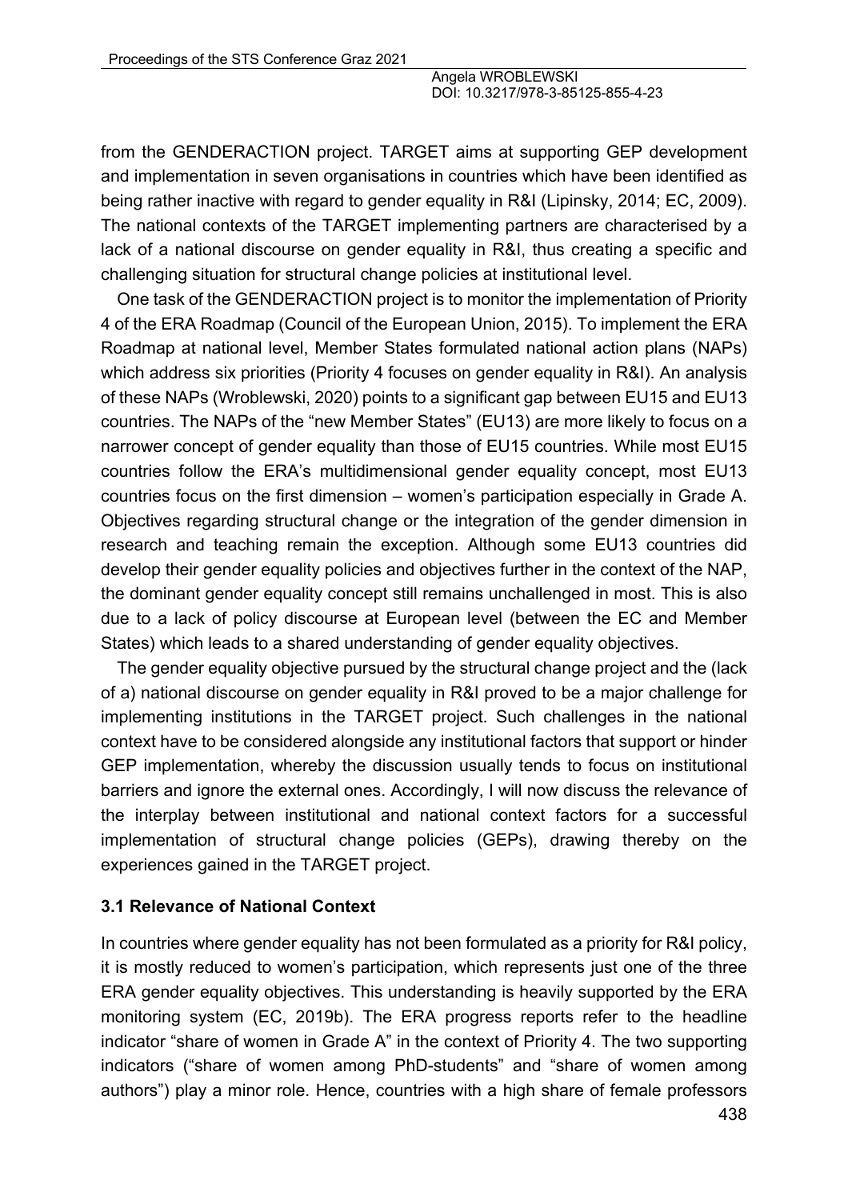from the GENDERACTION project. TARGET aims at supporting GEP development and implementation in seven organisations in countries which have been identified as being rather inactive with regard to gender equality in R&I (Lipinsky, 2014; EC, 2009). The national contexts of the TARGET implementing partners are characterised by a lack of a national discourse on gender equality in R&I, thus creating a specific and challenging situation for structural change policies at institutional level.

One task of the GENDERACTION project is to monitor the implementation of Priority 4 of the ERA Roadmap (Council of the European Union, 2015). To implement the ERA Roadmap at national level, Member States formulated national action plans (NAPs) which address six priorities (Priority 4 focuses on gender equality in R&I). An analysis of these NAPs (Wroblewski, 2020) points to a significant gap between EU15 and EU13 countries. The NAPs of the "new Member States" (EU13) are more likely to focus on a narrower concept of gender equality than those of EU15 countries. While most EU15 countries follow the ERA's multidimensional gender equality concept, most EU13 countries focus on the first dimension – women's participation especially in Grade A. Objectives regarding structural change or the integration of the gender dimension in research and teaching remain the exception. Although some EU13 countries did develop their gender equality policies and objectives further in the context of the NAP, the dominant gender equality concept still remains unchallenged in most. This is also due to a lack of policy discourse at European level (between the EC and Member States) which leads to a shared understanding of gender equality objectives.

The gender equality objective pursued by the structural change project and the (lack of a) national discourse on gender equality in R&I proved to be a major challenge for implementing institutions in the TARGET project. Such challenges in the national context have to be considered alongside any institutional factors that support or hinder GEP implementation, whereby the discussion usually tends to focus on institutional barriers and ignore the external ones. Accordingly, I will now discuss the relevance of the interplay between institutional and national context factors for a successful implementation of structural change policies (GEPs), drawing thereby on the experiences gained in the TARGET project.

### 3.1 Relevance of National Context

In countries where gender equality has not been formulated as a priority for R&I policy, it is mostly reduced to women's participation, which represents just one of the three ERA gender equality objectives. This understanding is heavily supported by the ERA monitoring system (EC, 2019b). The ERA progress reports refer to the headline indicator "share of women in Grade A" in the context of Priority 4. The two supporting indicators ("share of women among PhD-students" and "share of women among authors") play a minor role. Hence, countries with a high share of female professors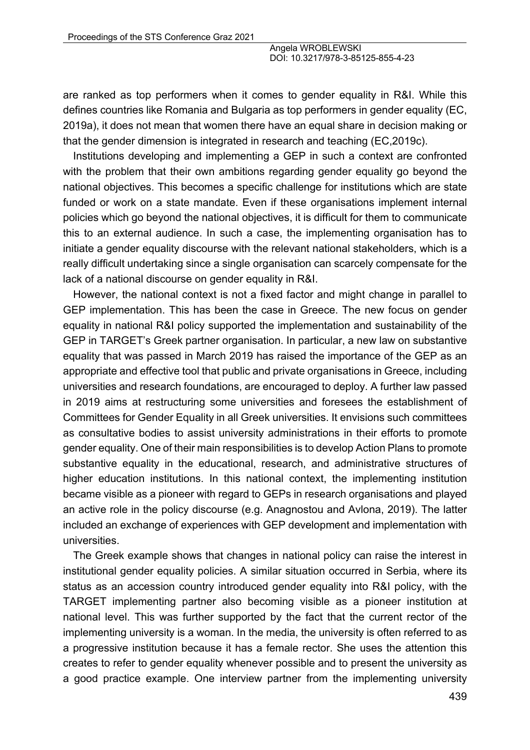are ranked as top performers when it comes to gender equality in R&I. While this defines countries like Romania and Bulgaria as top performers in gender equality (EC, 2019a), it does not mean that women there have an equal share in decision making or that the gender dimension is integrated in research and teaching (EC,2019c).

Institutions developing and implementing a GEP in such a context are confronted with the problem that their own ambitions regarding gender equality go beyond the national objectives. This becomes a specific challenge for institutions which are state funded or work on a state mandate. Even if these organisations implement internal policies which go beyond the national objectives, it is difficult for them to communicate this to an external audience. In such a case, the implementing organisation has to initiate a gender equality discourse with the relevant national stakeholders, which is a really difficult undertaking since a single organisation can scarcely compensate for the lack of a national discourse on gender equality in R&I.

However, the national context is not a fixed factor and might change in parallel to GEP implementation. This has been the case in Greece. The new focus on gender equality in national R&I policy supported the implementation and sustainability of the GEP in TARGET's Greek partner organisation. In particular, a new law on substantive equality that was passed in March 2019 has raised the importance of the GEP as an appropriate and effective tool that public and private organisations in Greece, including universities and research foundations, are encouraged to deploy. A further law passed in 2019 aims at restructuring some universities and foresees the establishment of Committees for Gender Equality in all Greek universities. It envisions such committees as consultative bodies to assist university administrations in their efforts to promote gender equality. One of their main responsibilities is to develop Action Plans to promote substantive equality in the educational, research, and administrative structures of higher education institutions. In this national context, the implementing institution became visible as a pioneer with regard to GEPs in research organisations and played an active role in the policy discourse (e.g. Anagnostou and Avlona, 2019). The latter included an exchange of experiences with GEP development and implementation with universities.

The Greek example shows that changes in national policy can raise the interest in institutional gender equality policies. A similar situation occurred in Serbia, where its status as an accession country introduced gender equality into R&I policy, with the TARGET implementing partner also becoming visible as a pioneer institution at national level. This was further supported by the fact that the current rector of the implementing university is a woman. In the media, the university is often referred to as a progressive institution because it has a female rector. She uses the attention this creates to refer to gender equality whenever possible and to present the university as a good practice example. One interview partner from the implementing university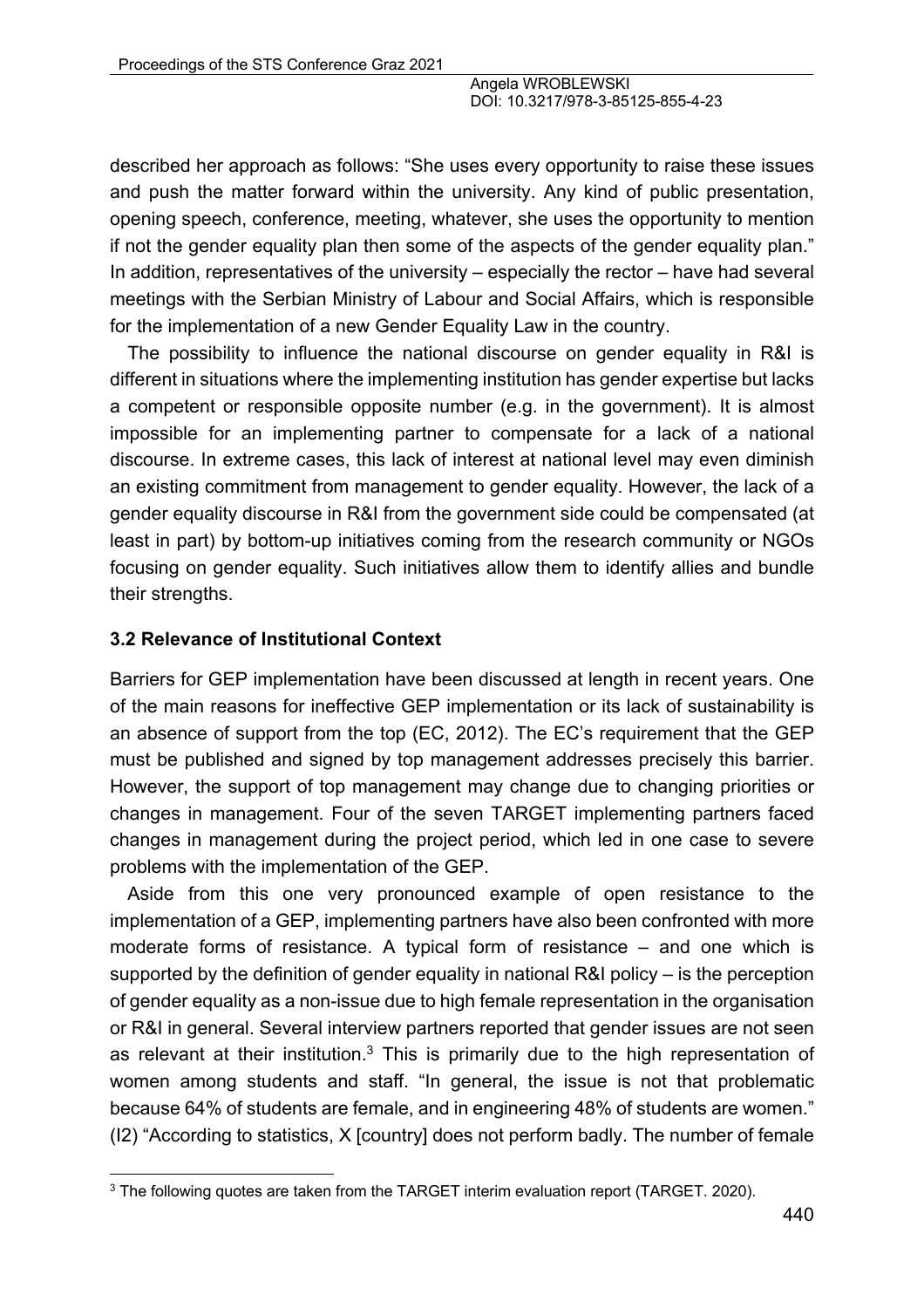described her approach as follows: "She uses every opportunity to raise these issues and push the matter forward within the university. Any kind of public presentation, opening speech, conference, meeting, whatever, she uses the opportunity to mention if not the gender equality plan then some of the aspects of the gender equality plan." In addition, representatives of the university – especially the rector – have had several meetings with the Serbian Ministry of Labour and Social Affairs, which is responsible for the implementation of a new Gender Equality Law in the country.

The possibility to influence the national discourse on gender equality in R&I is different in situations where the implementing institution has gender expertise but lacks a competent or responsible opposite number (e.g. in the government). It is almost impossible for an implementing partner to compensate for a lack of a national discourse. In extreme cases, this lack of interest at national level may even diminish an existing commitment from management to gender equality. However, the lack of a gender equality discourse in R&I from the government side could be compensated (at least in part) by bottom-up initiatives coming from the research community or NGOs focusing on gender equality. Such initiatives allow them to identify allies and bundle their strengths.

### 3.2 Relevance of Institutional Context

Barriers for GEP implementation have been discussed at length in recent years. One of the main reasons for ineffective GEP implementation or its lack of sustainability is an absence of support from the top (EC, 2012). The EC's requirement that the GEP must be published and signed by top management addresses precisely this barrier. However, the support of top management may change due to changing priorities or changes in management. Four of the seven TARGET implementing partners faced changes in management during the project period, which led in one case to severe problems with the implementation of the GEP.

Aside from this one very pronounced example of open resistance to the implementation of a GEP, implementing partners have also been confronted with more moderate forms of resistance. A typical form of resistance – and one which is supported by the definition of gender equality in national R&I policy – is the perception of gender equality as a non-issue due to high female representation in the organisation or R&I in general. Several interview partners reported that gender issues are not seen as relevant at their institution.[3] This is primarily due to the high representation of women among students and staff. "In general, the issue is not that problematic because 64% of students are female, and in engineering 48% of students are women." (I2) "According to statistics, X [country] does not perform badly. The number of female

[3] The following quotes are taken from the TARGET interim evaluation report (TARGET. 2020).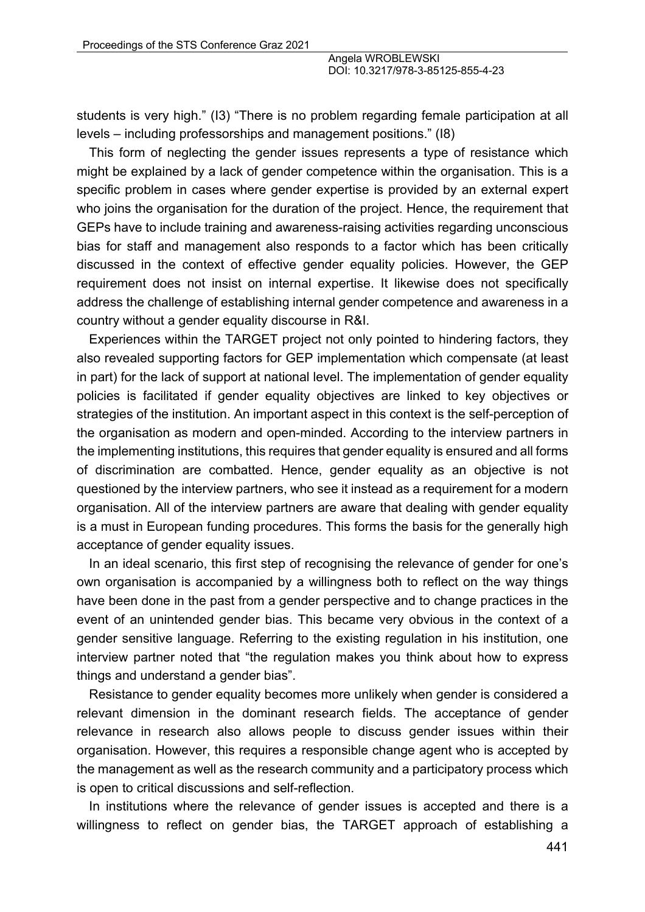students is very high." (I3) "There is no problem regarding female participation at all levels – including professorships and management positions." (I8)

This form of neglecting the gender issues represents a type of resistance which might be explained by a lack of gender competence within the organisation. This is a specific problem in cases where gender expertise is provided by an external expert who joins the organisation for the duration of the project. Hence, the requirement that GEPs have to include training and awareness-raising activities regarding unconscious bias for staff and management also responds to a factor which has been critically discussed in the context of effective gender equality policies. However, the GEP requirement does not insist on internal expertise. It likewise does not specifically address the challenge of establishing internal gender competence and awareness in a country without a gender equality discourse in R&I.

Experiences within the TARGET project not only pointed to hindering factors, they also revealed supporting factors for GEP implementation which compensate (at least in part) for the lack of support at national level. The implementation of gender equality policies is facilitated if gender equality objectives are linked to key objectives or strategies of the institution. An important aspect in this context is the self-perception of the organisation as modern and open-minded. According to the interview partners in the implementing institutions, this requires that gender equality is ensured and all forms of discrimination are combatted. Hence, gender equality as an objective is not questioned by the interview partners, who see it instead as a requirement for a modern organisation. All of the interview partners are aware that dealing with gender equality is a must in European funding procedures. This forms the basis for the generally high acceptance of gender equality issues.

In an ideal scenario, this first step of recognising the relevance of gender for one's own organisation is accompanied by a willingness both to reflect on the way things have been done in the past from a gender perspective and to change practices in the event of an unintended gender bias. This became very obvious in the context of a gender sensitive language. Referring to the existing regulation in his institution, one interview partner noted that "the regulation makes you think about how to express things and understand a gender bias".

Resistance to gender equality becomes more unlikely when gender is considered a relevant dimension in the dominant research fields. The acceptance of gender relevance in research also allows people to discuss gender issues within their organisation. However, this requires a responsible change agent who is accepted by the management as well as the research community and a participatory process which is open to critical discussions and self-reflection.

In institutions where the relevance of gender issues is accepted and there is a willingness to reflect on gender bias, the TARGET approach of establishing a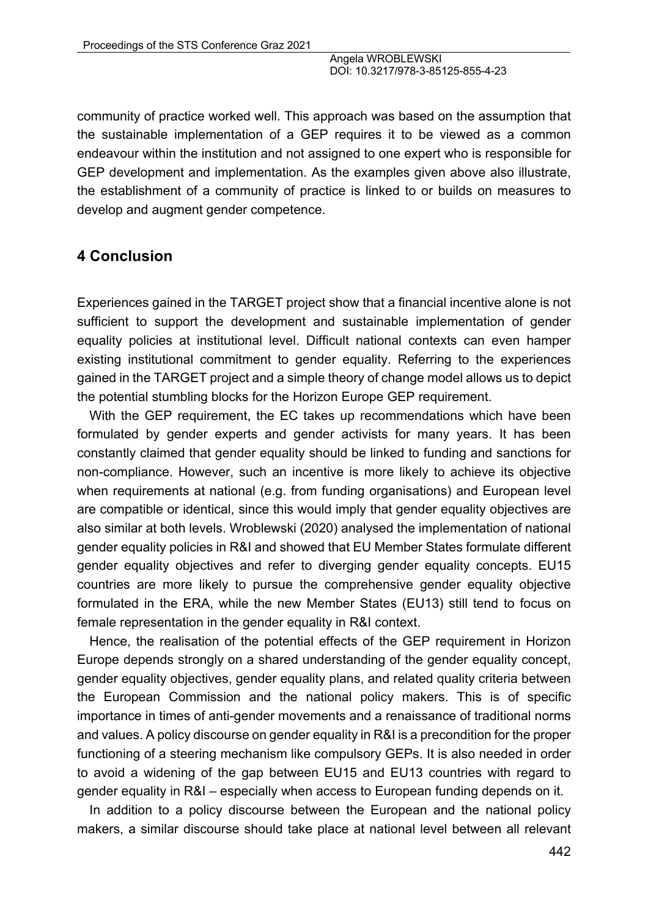community of practice worked well. This approach was based on the assumption that the sustainable implementation of a GEP requires it to be viewed as a common endeavour within the institution and not assigned to one expert who is responsible for GEP development and implementation. As the examples given above also illustrate, the establishment of a community of practice is linked to or builds on measures to develop and augment gender competence.

## 4 Conclusion

Experiences gained in the TARGET project show that a financial incentive alone is not sufficient to support the development and sustainable implementation of gender equality policies at institutional level. Difficult national contexts can even hamper existing institutional commitment to gender equality. Referring to the experiences gained in the TARGET project and a simple theory of change model allows us to depict the potential stumbling blocks for the Horizon Europe GEP requirement.

With the GEP requirement, the EC takes up recommendations which have been formulated by gender experts and gender activists for many years. It has been constantly claimed that gender equality should be linked to funding and sanctions for non-compliance. However, such an incentive is more likely to achieve its objective when requirements at national (e.g. from funding organisations) and European level are compatible or identical, since this would imply that gender equality objectives are also similar at both levels. Wroblewski (2020) analysed the implementation of national gender equality policies in R&I and showed that EU Member States formulate different gender equality objectives and refer to diverging gender equality concepts. EU15 countries are more likely to pursue the comprehensive gender equality objective formulated in the ERA, while the new Member States (EU13) still tend to focus on female representation in the gender equality in R&I context.

Hence, the realisation of the potential effects of the GEP requirement in Horizon Europe depends strongly on a shared understanding of the gender equality concept, gender equality objectives, gender equality plans, and related quality criteria between the European Commission and the national policy makers. This is of specific importance in times of anti-gender movements and a renaissance of traditional norms and values. A policy discourse on gender equality in R&I is a precondition for the proper functioning of a steering mechanism like compulsory GEPs. It is also needed in order to avoid a widening of the gap between EU15 and EU13 countries with regard to gender equality in R&I – especially when access to European funding depends on it.

In addition to a policy discourse between the European and the national policy makers, a similar discourse should take place at national level between all relevant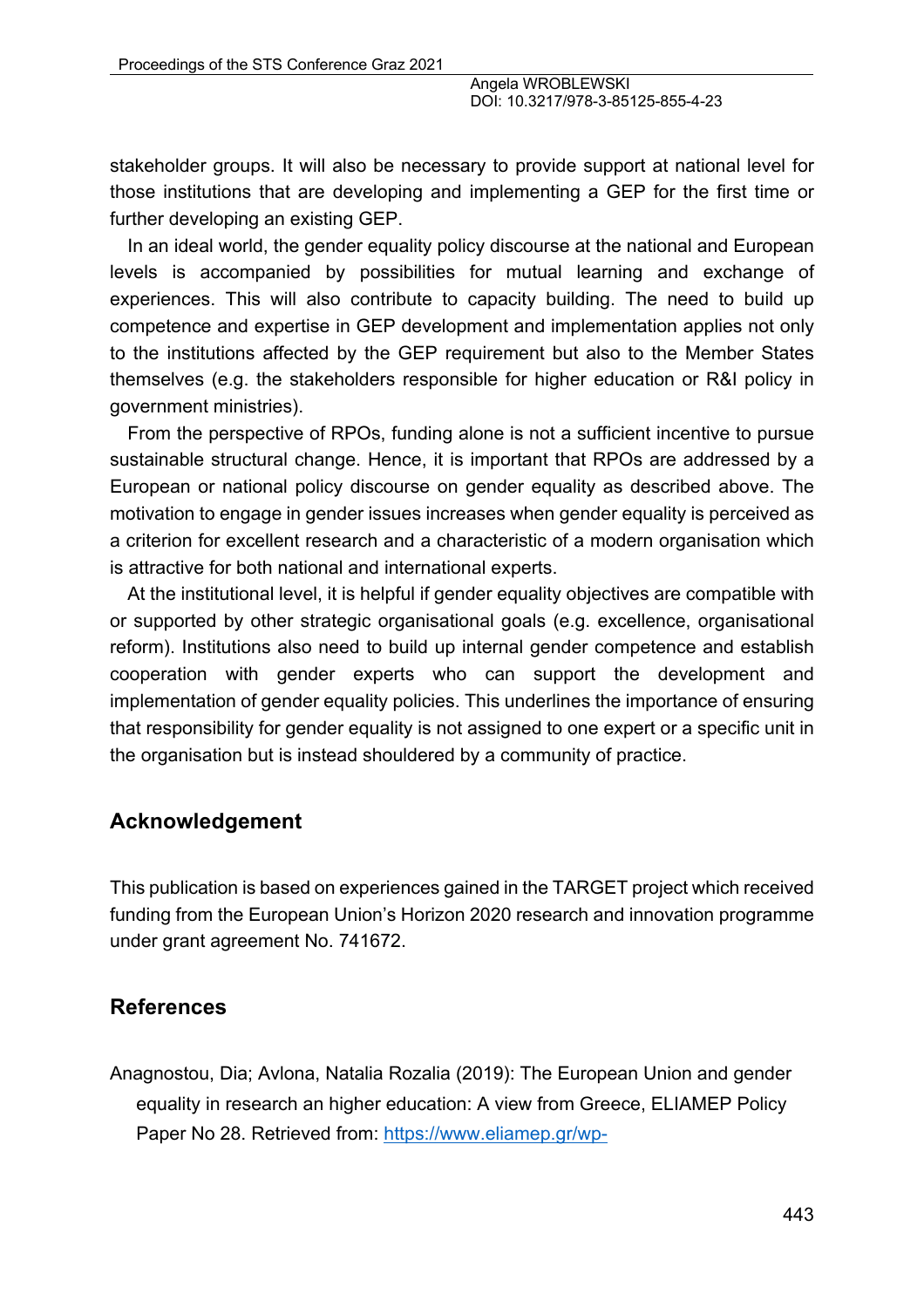stakeholder groups. It will also be necessary to provide support at national level for those institutions that are developing and implementing a GEP for the first time or further developing an existing GEP.

In an ideal world, the gender equality policy discourse at the national and European levels is accompanied by possibilities for mutual learning and exchange of experiences. This will also contribute to capacity building. The need to build up competence and expertise in GEP development and implementation applies not only to the institutions affected by the GEP requirement but also to the Member States themselves (e.g. the stakeholders responsible for higher education or R&I policy in government ministries).

From the perspective of RPOs, funding alone is not a sufficient incentive to pursue sustainable structural change. Hence, it is important that RPOs are addressed by a European or national policy discourse on gender equality as described above. The motivation to engage in gender issues increases when gender equality is perceived as a criterion for excellent research and a characteristic of a modern organisation which is attractive for both national and international experts.

At the institutional level, it is helpful if gender equality objectives are compatible with or supported by other strategic organisational goals (e.g. excellence, organisational reform). Institutions also need to build up internal gender competence and establish cooperation with gender experts who can support the development and implementation of gender equality policies. This underlines the importance of ensuring that responsibility for gender equality is not assigned to one expert or a specific unit in the organisation but is instead shouldered by a community of practice.

## Acknowledgement

This publication is based on experiences gained in the TARGET project which received funding from the European Union's Horizon 2020 research and innovation programme under grant agreement No. 741672.

## References

Anagnostou, Dia; Avlona, Natalia Rozalia (2019): The European Union and gender equality in research an higher education: A view from Greece, ELIAMEP Policy Paper No 28. Retrieved from: https://www.eliamep.gr/wp-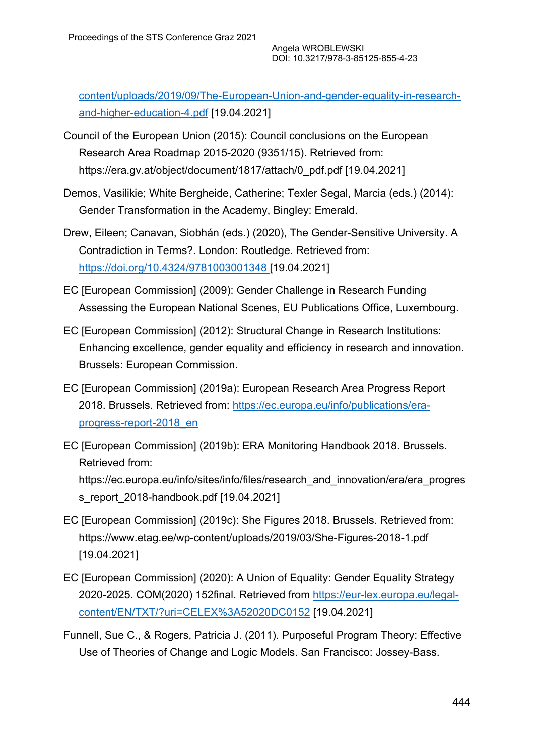content/uploads/2019/09/The-European-Union-and-gender-equality-in-research-and-higher-education-4.pdf [19.04.2021]

Council of the European Union (2015): Council conclusions on the European Research Area Roadmap 2015-2020 (9351/15). Retrieved from: https://era.gv.at/object/document/1817/attach/0_pdf.pdf [19.04.2021]

Demos, Vasilikie; White Bergheide, Catherine; Texler Segal, Marcia (eds.) (2014): Gender Transformation in the Academy, Bingley: Emerald.

Drew, Eileen; Canavan, Siobhán (eds.) (2020), The Gender-Sensitive University. A Contradiction in Terms?. London: Routledge. Retrieved from: https://doi.org/10.4324/9781003001348 [19.04.2021]

EC [European Commission] (2009): Gender Challenge in Research Funding Assessing the European National Scenes, EU Publications Office, Luxembourg.

EC [European Commission] (2012): Structural Change in Research Institutions: Enhancing excellence, gender equality and efficiency in research and innovation. Brussels: European Commission.

EC [European Commission] (2019a): European Research Area Progress Report 2018. Brussels. Retrieved from: https://ec.europa.eu/info/publications/era-progress-report-2018_en

EC [European Commission] (2019b): ERA Monitoring Handbook 2018. Brussels. Retrieved from: https://ec.europa.eu/info/sites/info/files/research_and_innovation/era/era_progress_report_2018-handbook.pdf [19.04.2021]

EC [European Commission] (2019c): She Figures 2018. Brussels. Retrieved from: https://www.etag.ee/wp-content/uploads/2019/03/She-Figures-2018-1.pdf [19.04.2021]

EC [European Commission] (2020): A Union of Equality: Gender Equality Strategy 2020-2025. COM(2020) 152final. Retrieved from https://eur-lex.europa.eu/legal-content/EN/TXT/?uri=CELEX%3A52020DC0152 [19.04.2021]

Funnell, Sue C., & Rogers, Patricia J. (2011). Purposeful Program Theory: Effective Use of Theories of Change and Logic Models. San Francisco: Jossey-Bass.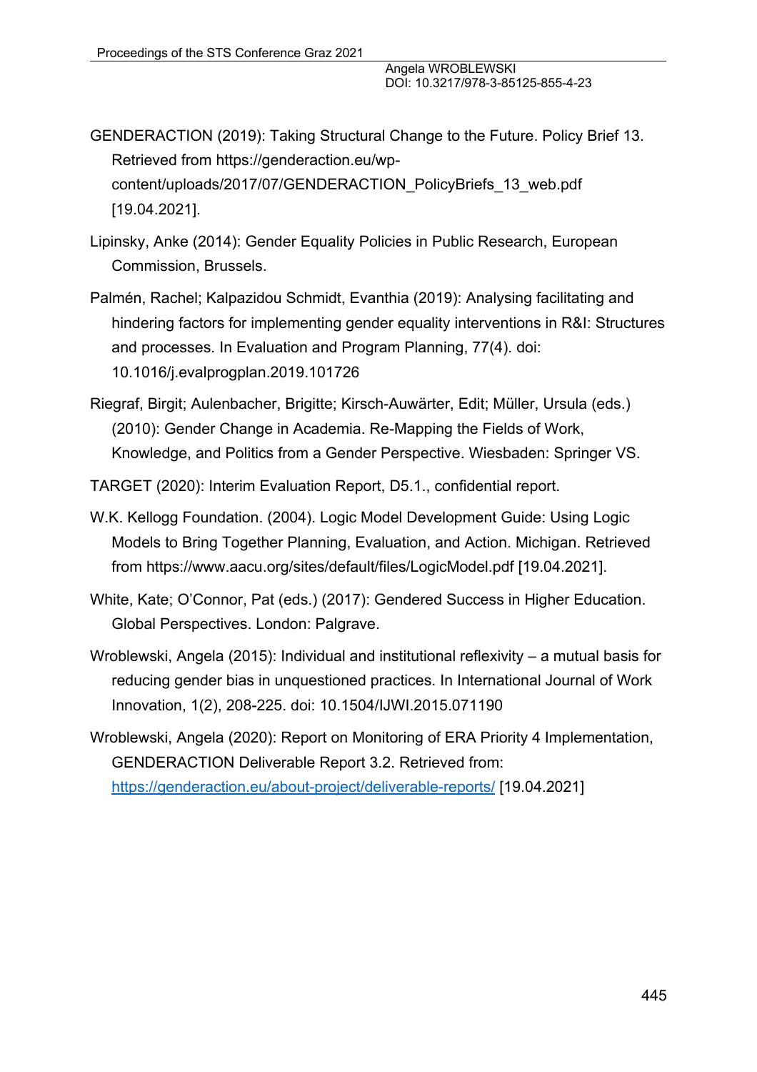GENDERACTION (2019): Taking Structural Change to the Future. Policy Brief 13. Retrieved from https://genderaction.eu/wp-content/uploads/2017/07/GENDERACTION_PolicyBriefs_13_web.pdf [19.04.2021].

Lipinsky, Anke (2014): Gender Equality Policies in Public Research, European Commission, Brussels.

Palmén, Rachel; Kalpazidou Schmidt, Evanthia (2019): Analysing facilitating and hindering factors for implementing gender equality interventions in R&I: Structures and processes. In Evaluation and Program Planning, 77(4). doi: 10.1016/j.evalprogplan.2019.101726

Riegraf, Birgit; Aulenbacher, Brigitte; Kirsch-Auwärter, Edit; Müller, Ursula (eds.) (2010): Gender Change in Academia. Re-Mapping the Fields of Work, Knowledge, and Politics from a Gender Perspective. Wiesbaden: Springer VS.

TARGET (2020): Interim Evaluation Report, D5.1., confidential report.

W.K. Kellogg Foundation. (2004). Logic Model Development Guide: Using Logic Models to Bring Together Planning, Evaluation, and Action. Michigan. Retrieved from https://www.aacu.org/sites/default/files/LogicModel.pdf [19.04.2021].

White, Kate; O'Connor, Pat (eds.) (2017): Gendered Success in Higher Education. Global Perspectives. London: Palgrave.

Wroblewski, Angela (2015): Individual and institutional reflexivity – a mutual basis for reducing gender bias in unquestioned practices. In International Journal of Work Innovation, 1(2), 208-225. doi: 10.1504/IJWI.2015.071190

Wroblewski, Angela (2020): Report on Monitoring of ERA Priority 4 Implementation, GENDERACTION Deliverable Report 3.2. Retrieved from: https://genderaction.eu/about-project/deliverable-reports/ [19.04.2021]